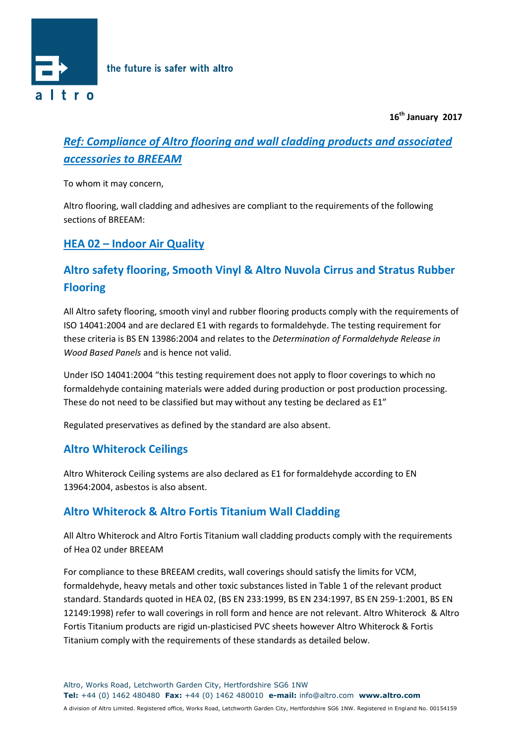the future is safer with altro

**16th January 2017**

## *Ref: Compliance of Altro flooring and wall cladding products and associated accessories to BREEAM*

To whom it may concern,

Altro flooring, wall cladding and adhesives are compliant to the requirements of the following sections of BREEAM:

## HEA 02 – Indoor Air Quality

## Altro safety flooring, Smooth Vinyl & Altro Nuvola Cirrus and Stratus Rubber Flooring

All Altro safety flooring, smooth vinyl and rubber flooring products comply with the requirements of ISO 14041:2004 and are declared E1 with regards to formaldehyde. The testing requirement for these criteria is BS EN 13986:2004 and relates to the *Determination of Formaldehyde Release in Wood Based Panels* and is hence not valid.

Under ISO 14041:2004 "this testing requirement does not apply to floor coverings to which no formaldehyde containing materials were added during production or post production processing. These do not need to be classified but may without any testing be declared as E1"

Regulated preservatives as defined by the standard are also absent.

### Altro Whiterock Ceilings

Altro Whiterock Ceiling systems are also declared as E1 for formaldehyde according to EN 13964:2004, asbestos is also absent.

### Altro Whiterock & Altro Fortis Titanium Wall Cladding

All Altro Whiterock and Altro Fortis Titanium wall cladding products comply with the requirements of Hea 02 under BREEAM

For compliance to these BREEAM credits, wall coverings should satisfy the limits for VCM, formaldehyde, heavy metals and other toxic substances listed in Table 1 of the relevant product standard. Standards quoted in HEA 02, (BS EN 233:1999, BS EN 234:1997, BS EN 259-1:2001, BS EN 12149:1998) refer to wall coverings in roll form and hence are not relevant. Altro Whiterock & Altro Fortis Titanium products are rigid un-plasticised PVC sheets however Altro Whiterock & Fortis Titanium comply with the requirements of these standards as detailed below.

Altro, Works Road, Letchworth Garden City, Hertfordshire SG6 1NW
**Tel:** +44 (0) 1462 480480 **Fax:** +44 (0) 1462 480010 **e-mail:** info@altro.com **www.altro.com**
A division of Altro Limited. Registered office, Works Road, Letchworth Garden City, Hertfordshire SG6 1NW. Registered in England No. 00154159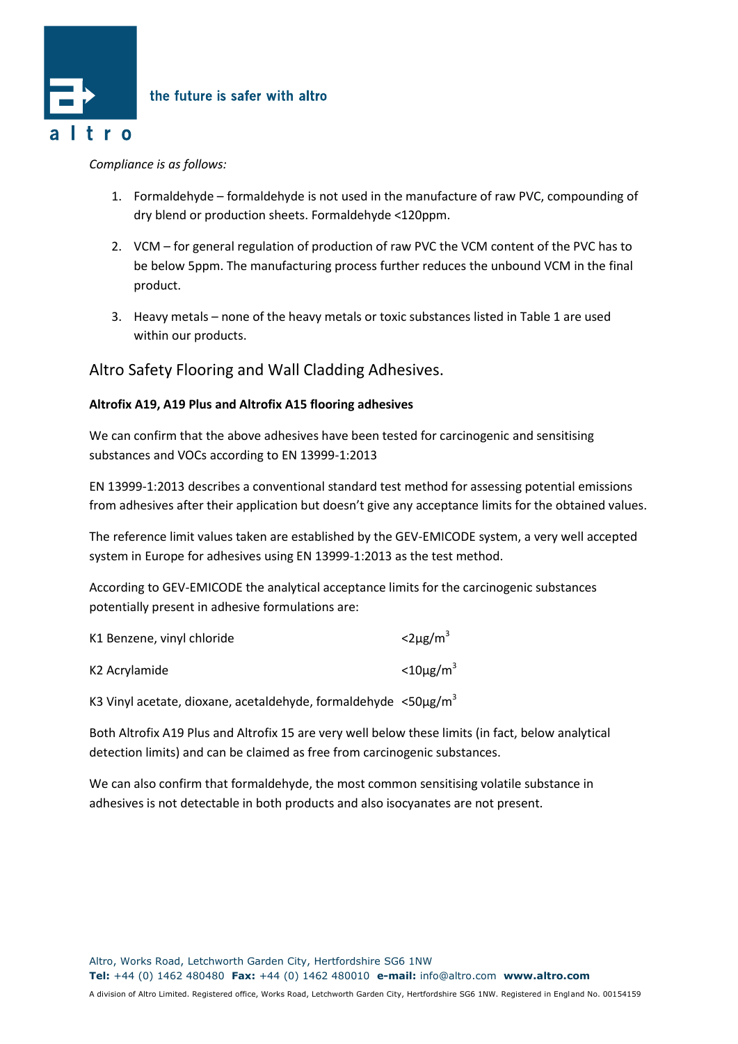*Compliance is as follows:*

1. Formaldehyde – formaldehyde is not used in the manufacture of raw PVC, compounding of dry blend or production sheets. Formaldehyde <120ppm.
2. VCM – for general regulation of production of raw PVC the VCM content of the PVC has to be below 5ppm. The manufacturing process further reduces the unbound VCM in the final product.
3. Heavy metals – none of the heavy metals or toxic substances listed in Table 1 are used within our products.

## Altro Safety Flooring and Wall Cladding Adhesives.

**Altrofix A19, A19 Plus and Altrofix A15 flooring adhesives**

We can confirm that the above adhesives have been tested for carcinogenic and sensitising substances and VOCs according to EN 13999-1:2013

EN 13999-1:2013 describes a conventional standard test method for assessing potential emissions from adhesives after their application but doesn't give any acceptance limits for the obtained values.

The reference limit values taken are established by the GEV-EMICODE system, a very well accepted system in Europe for adhesives using EN 13999-1:2013 as the test method.

According to GEV-EMICODE the analytical acceptance limits for the carcinogenic substances potentially present in adhesive formulations are:

| | |
|---|---|
| K1 Benzene, vinyl chloride | <2µg/$m^3$ |
| K2 Acrylamide | <10µg/$m^3$ |
| K3 Vinyl acetate, dioxane, acetaldehyde, formaldehyde | <50µg/$m^3$ |

Both Altrofix A19 Plus and Altrofix 15 are very well below these limits (in fact, below analytical detection limits) and can be claimed as free from carcinogenic substances.

We can also confirm that formaldehyde, the most common sensitising volatile substance in adhesives is not detectable in both products and also isocyanates are not present.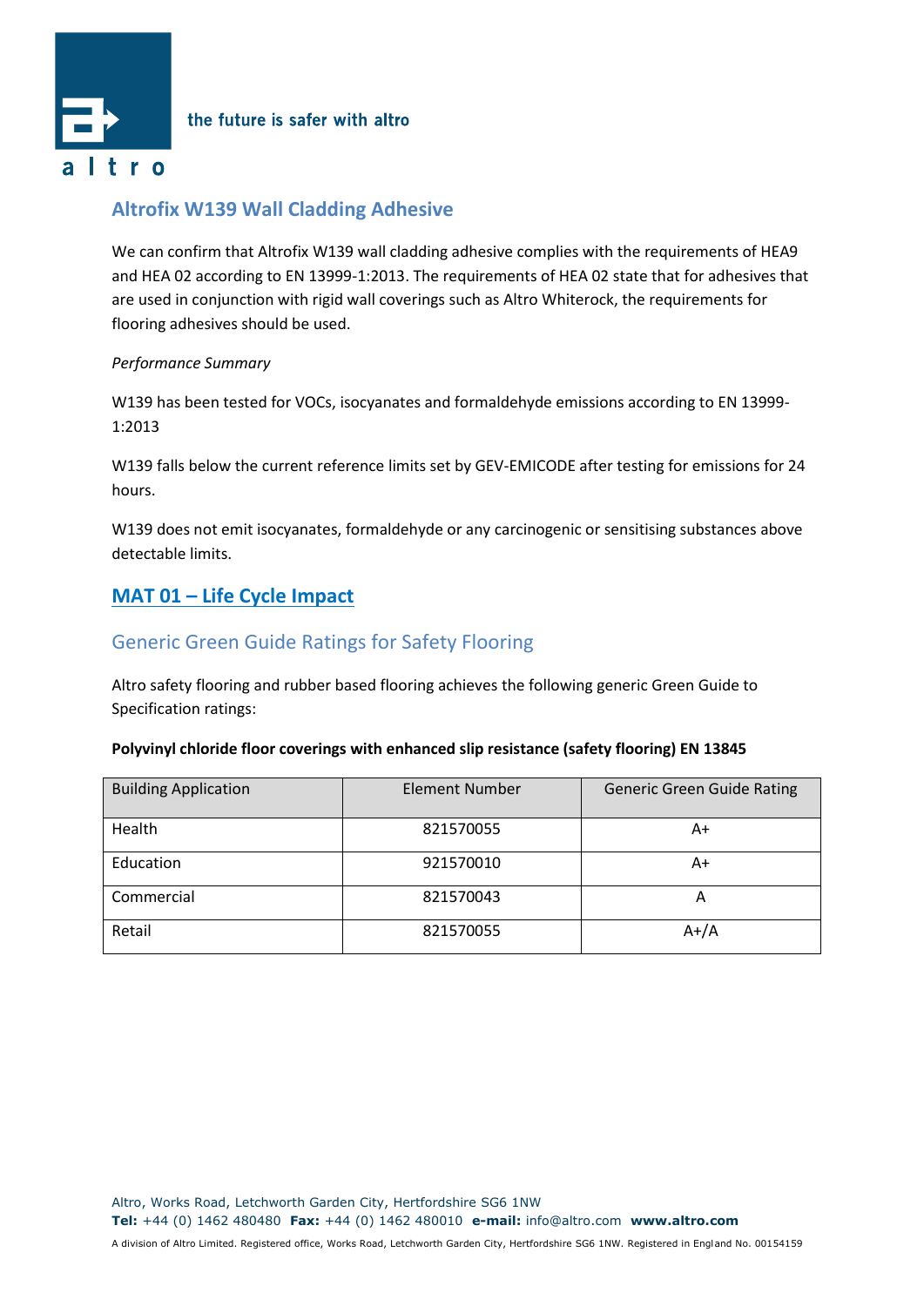## Altrofix W139 Wall Cladding Adhesive

We can confirm that Altrofix W139 wall cladding adhesive complies with the requirements of HEA9 and HEA 02 according to EN 13999-1:2013. The requirements of HEA 02 state that for adhesives that are used in conjunction with rigid wall coverings such as Altro Whiterock, the requirements for flooring adhesives should be used.

*Performance Summary*

W139 has been tested for VOCs, isocyanates and formaldehyde emissions according to EN 13999-1:2013

W139 falls below the current reference limits set by GEV-EMICODE after testing for emissions for 24 hours.

W139 does not emit isocyanates, formaldehyde or any carcinogenic or sensitising substances above detectable limits.

## MAT 01 – Life Cycle Impact

### Generic Green Guide Ratings for Safety Flooring

Altro safety flooring and rubber based flooring achieves the following generic Green Guide to Specification ratings:

**Polyvinyl chloride floor coverings with enhanced slip resistance (safety flooring) EN 13845**

| Building Application | Element Number | Generic Green Guide Rating |
|---|---|---|
| Health | 821570055 | A+ |
| Education | 921570010 | A+ |
| Commercial | 821570043 | A |
| Retail | 821570055 | A+/A |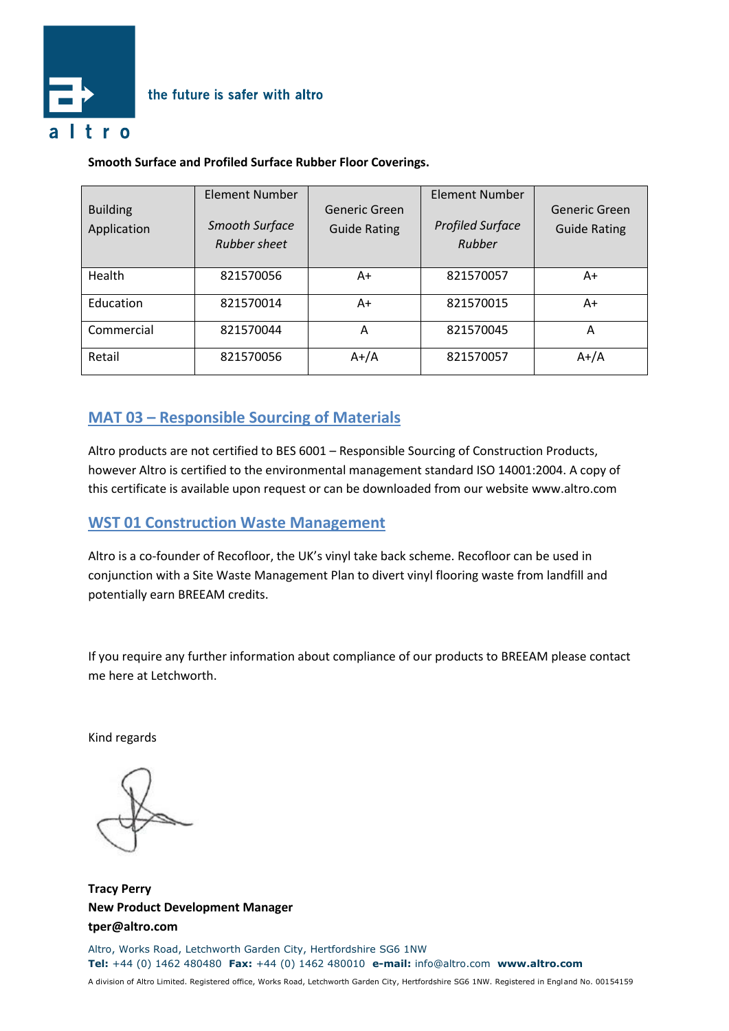**Smooth Surface and Profiled Surface Rubber Floor Coverings.**

| Building Application | Element Number *Smooth Surface Rubber sheet* | Generic Green Guide Rating | Element Number *Profiled Surface Rubber* | Generic Green Guide Rating |
|---|---|---|---|---|
| Health | 821570056 | A+ | 821570057 | A+ |
| Education | 821570014 | A+ | 821570015 | A+ |
| Commercial | 821570044 | A | 821570045 | A |
| Retail | 821570056 | A+/A | 821570057 | A+/A |

## MAT 03 – Responsible Sourcing of Materials

Altro products are not certified to BES 6001 – Responsible Sourcing of Construction Products, however Altro is certified to the environmental management standard ISO 14001:2004. A copy of this certificate is available upon request or can be downloaded from our website www.altro.com

## WST 01 Construction Waste Management

Altro is a co-founder of Recofloor, the UK's vinyl take back scheme. Recofloor can be used in conjunction with a Site Waste Management Plan to divert vinyl flooring waste from landfill and potentially earn BREEAM credits.

If you require any further information about compliance of our products to BREEAM please contact me here at Letchworth.

Kind regards

**Tracy Perry**
**New Product Development Manager**
**tper@altro.com**

Altro, Works Road, Letchworth Garden City, Hertfordshire SG6 1NW
**Tel:** +44 (0) 1462 480480 **Fax:** +44 (0) 1462 480010 **e-mail:** info@altro.com **www.altro.com**

A division of Altro Limited. Registered office, Works Road, Letchworth Garden City, Hertfordshire SG6 1NW. Registered in England No. 00154159